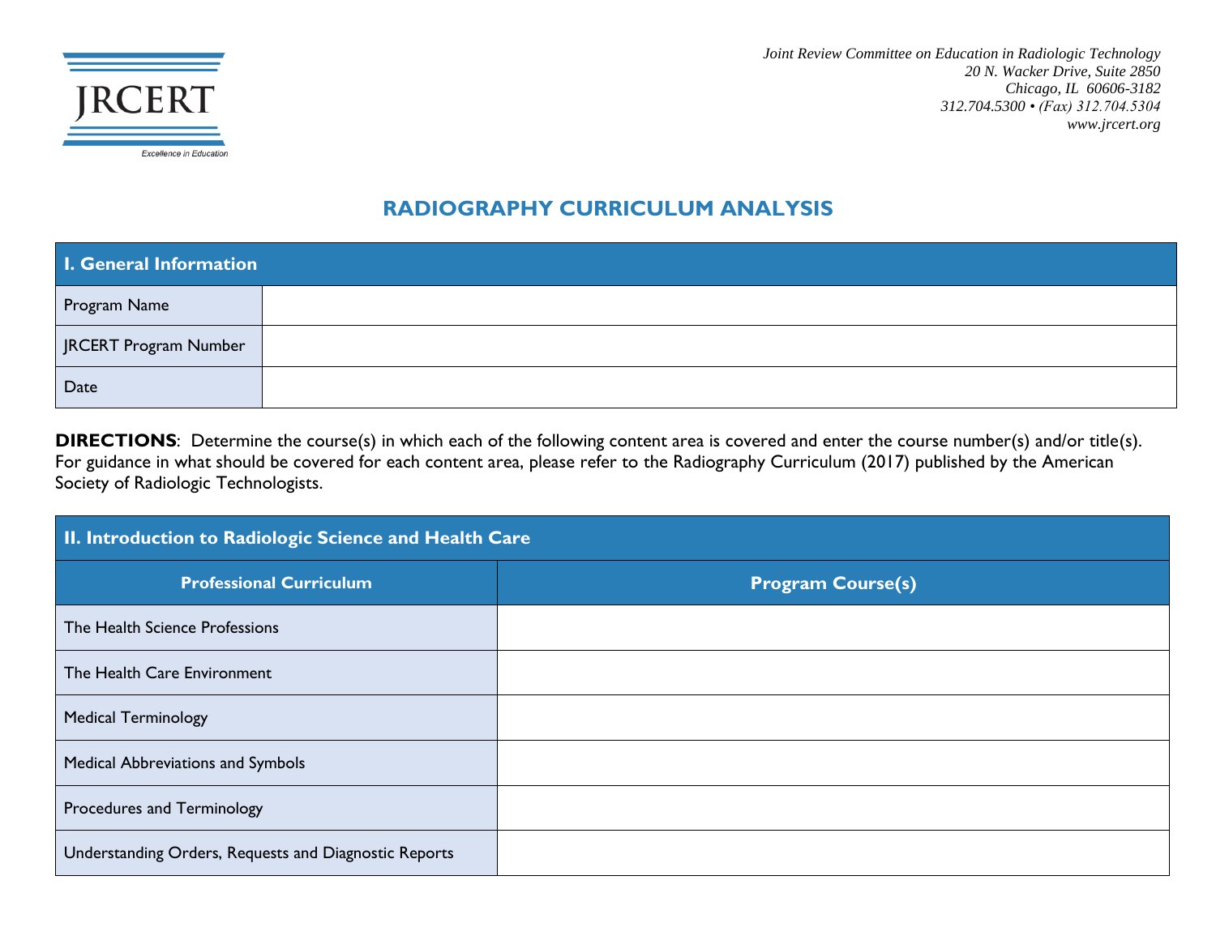JRCERT

*Excellence in Education*

*Joint Review Committee on Education in Radiologic Technology*
*20 N. Wacker Drive, Suite 2850*
*Chicago, IL 60606-3182*
*312.704.5300 • (Fax) 312.704.5304*
*www.jrcert.org*

# RADIOGRAPHY CURRICULUM ANALYSIS

| I. General Information | |
|---|---|
| Program Name | |
| JRCERT Program Number | |
| Date | |

**DIRECTIONS**: Determine the course(s) in which each of the following content area is covered and enter the course number(s) and/or title(s). For guidance in what should be covered for each content area, please refer to the Radiography Curriculum (2017) published by the American Society of Radiologic Technologists.

| II. Introduction to Radiologic Science and Health Care | |
|---|---|
| **Professional Curriculum** | **Program Course(s)** |
| The Health Science Professions | |
| The Health Care Environment | |
| Medical Terminology | |
| Medical Abbreviations and Symbols | |
| Procedures and Terminology | |
| Understanding Orders, Requests and Diagnostic Reports | |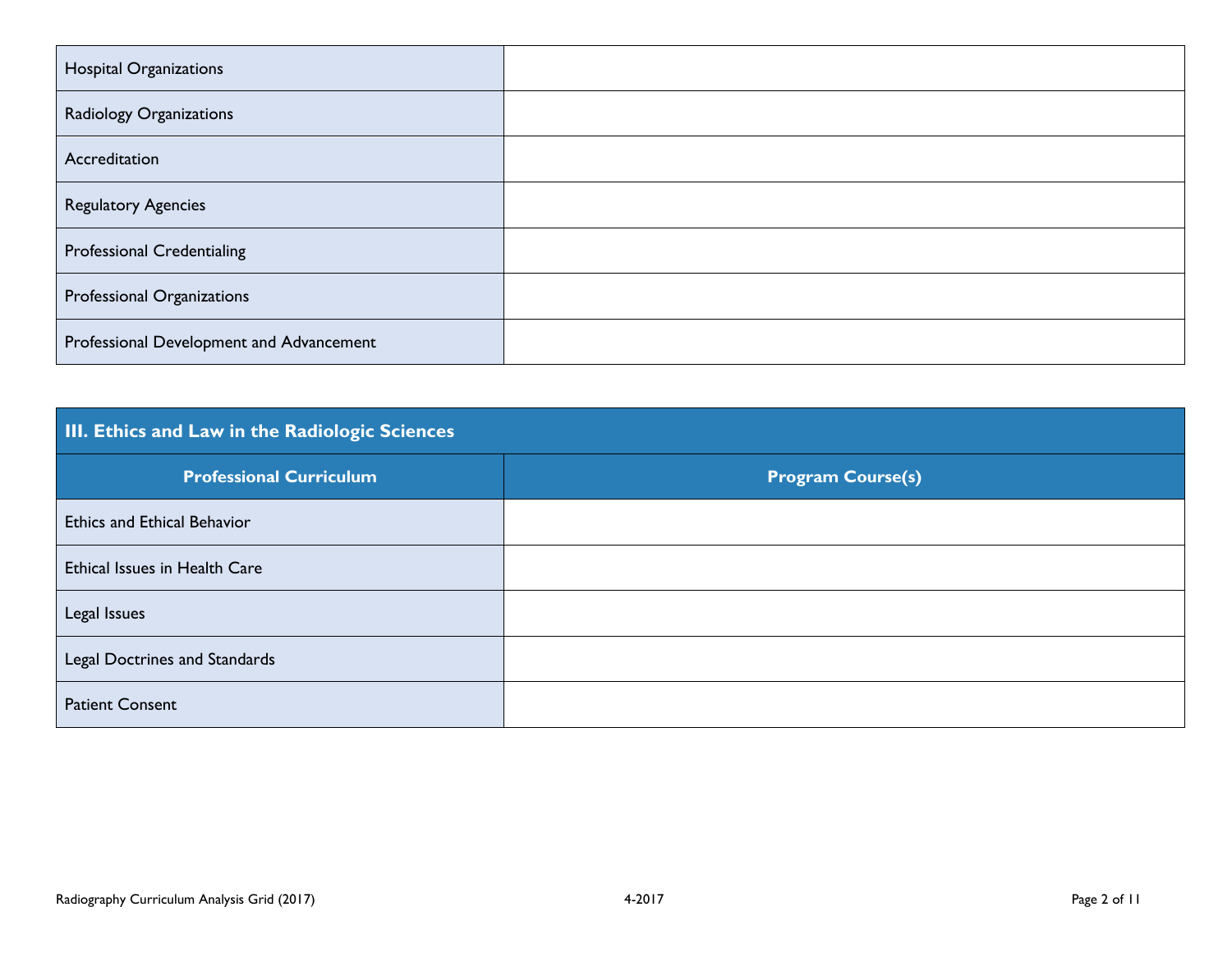| | |
|---|---|
| Hospital Organizations | |
| Radiology Organizations | |
| Accreditation | |
| Regulatory Agencies | |
| Professional Credentialing | |
| Professional Organizations | |
| Professional Development and Advancement | |

| III. Ethics and Law in the Radiologic Sciences | |
|---|---|
| **Professional Curriculum** | **Program Course(s)** |
| Ethics and Ethical Behavior | |
| Ethical Issues in Health Care | |
| Legal Issues | |
| Legal Doctrines and Standards | |
| Patient Consent | |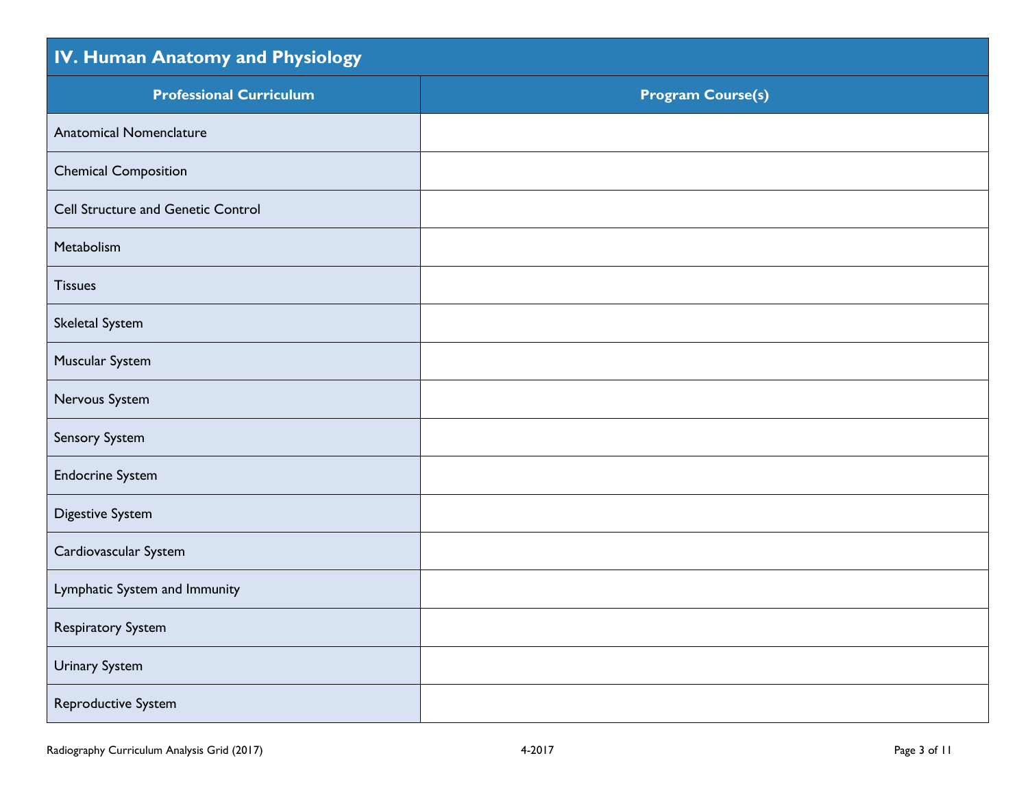## IV. Human Anatomy and Physiology

| Professional Curriculum | Program Course(s) |
|---|---|
| Anatomical Nomenclature | |
| Chemical Composition | |
| Cell Structure and Genetic Control | |
| Metabolism | |
| Tissues | |
| Skeletal System | |
| Muscular System | |
| Nervous System | |
| Sensory System | |
| Endocrine System | |
| Digestive System | |
| Cardiovascular System | |
| Lymphatic System and Immunity | |
| Respiratory System | |
| Urinary System | |
| Reproductive System | |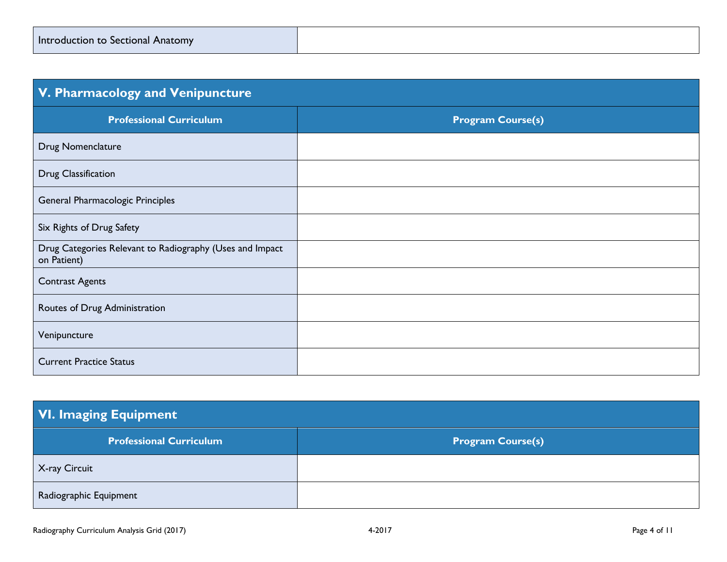| Introduction to Sectional Anatomy | |
|---|---|

## V. Pharmacology and Venipuncture

| Professional Curriculum | Program Course(s) |
|---|---|
| Drug Nomenclature | |
| Drug Classification | |
| General Pharmacologic Principles | |
| Six Rights of Drug Safety | |
| Drug Categories Relevant to Radiography (Uses and Impact on Patient) | |
| Contrast Agents | |
| Routes of Drug Administration | |
| Venipuncture | |
| Current Practice Status | |

## VI. Imaging Equipment

| Professional Curriculum | Program Course(s) |
|---|---|
| X-ray Circuit | |
| Radiographic Equipment | |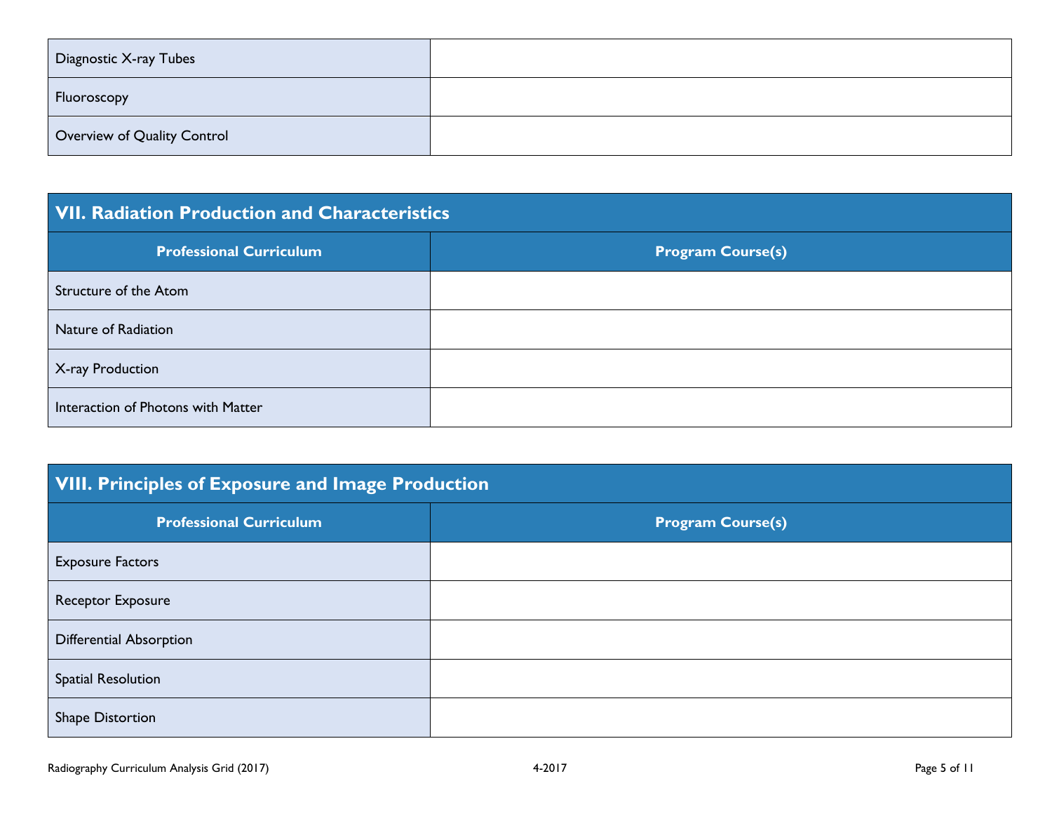| | |
|---|---|
| Diagnostic X-ray Tubes | |
| Fluoroscopy | |
| Overview of Quality Control | |

## VII. Radiation Production and Characteristics

| Professional Curriculum | Program Course(s) |
|---|---|
| Structure of the Atom | |
| Nature of Radiation | |
| X-ray Production | |
| Interaction of Photons with Matter | |

## VIII. Principles of Exposure and Image Production

| Professional Curriculum | Program Course(s) |
|---|---|
| Exposure Factors | |
| Receptor Exposure | |
| Differential Absorption | |
| Spatial Resolution | |
| Shape Distortion | |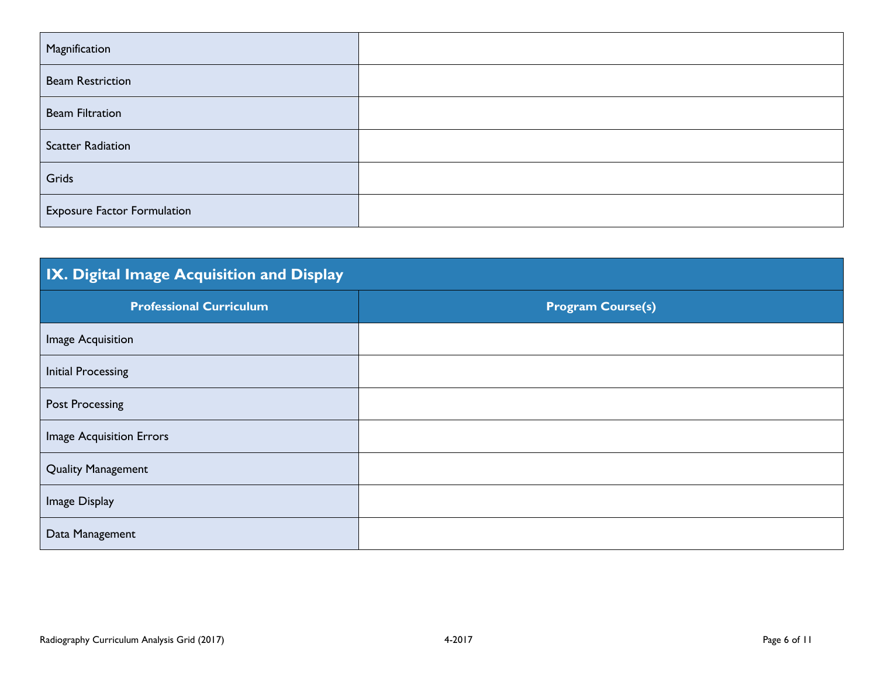| | |
|---|---|
| Magnification | |
| Beam Restriction | |
| Beam Filtration | |
| Scatter Radiation | |
| Grids | |
| Exposure Factor Formulation | |

## IX. Digital Image Acquisition and Display

| Professional Curriculum | Program Course(s) |
|---|---|
| Image Acquisition | |
| Initial Processing | |
| Post Processing | |
| Image Acquisition Errors | |
| Quality Management | |
| Image Display | |
| Data Management | |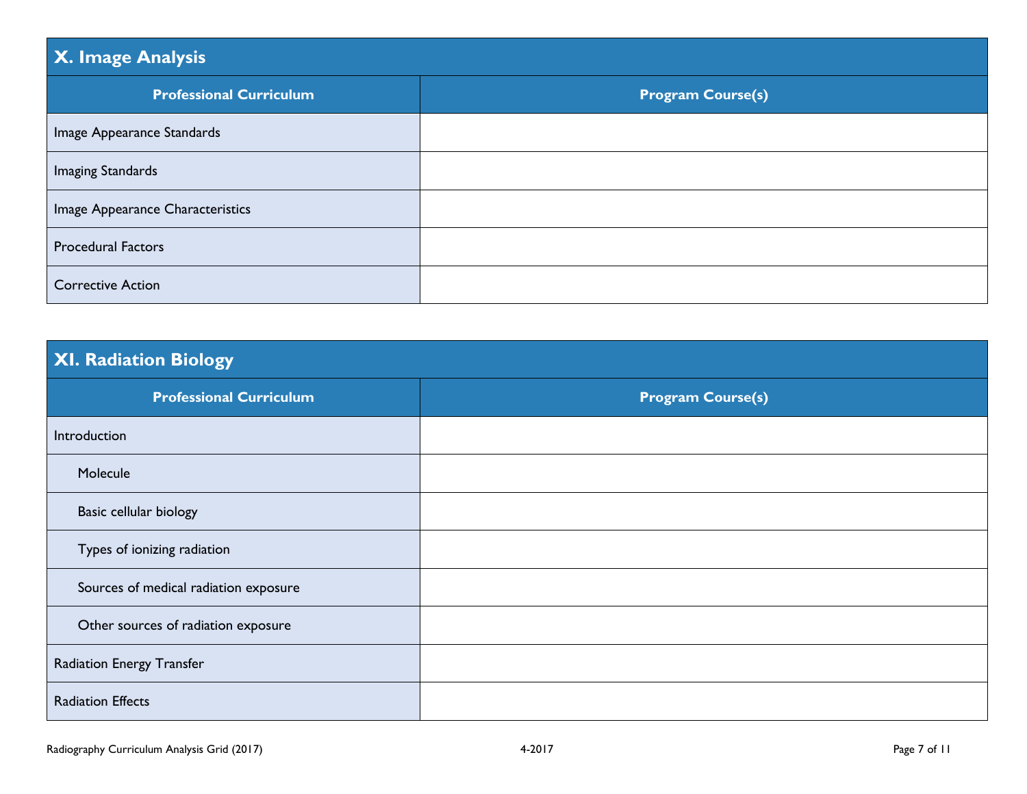## X. Image Analysis

| Professional Curriculum | Program Course(s) |
| --- | --- |
| Image Appearance Standards | |
| Imaging Standards | |
| Image Appearance Characteristics | |
| Procedural Factors | |
| Corrective Action | |

## XI. Radiation Biology

| Professional Curriculum | Program Course(s) |
| --- | --- |
| Introduction | |
| Molecule | |
| Basic cellular biology | |
| Types of ionizing radiation | |
| Sources of medical radiation exposure | |
| Other sources of radiation exposure | |
| Radiation Energy Transfer | |
| Radiation Effects | |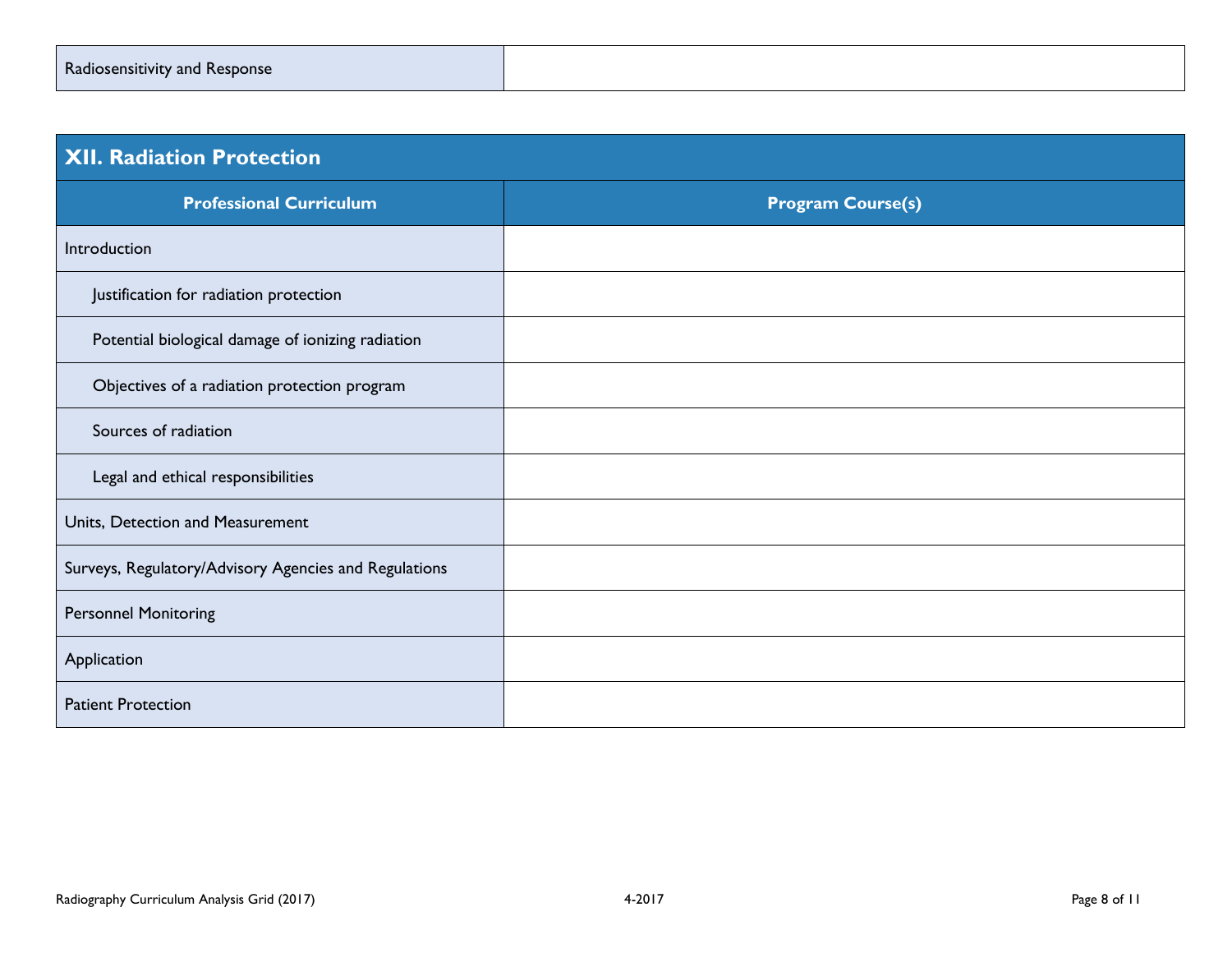| Radiosensitivity and Response | |
|---|---|

## XII. Radiation Protection

| Professional Curriculum | Program Course(s) |
|---|---|
| Introduction | |
| Justification for radiation protection | |
| Potential biological damage of ionizing radiation | |
| Objectives of a radiation protection program | |
| Sources of radiation | |
| Legal and ethical responsibilities | |
| Units, Detection and Measurement | |
| Surveys, Regulatory/Advisory Agencies and Regulations | |
| Personnel Monitoring | |
| Application | |
| Patient Protection | |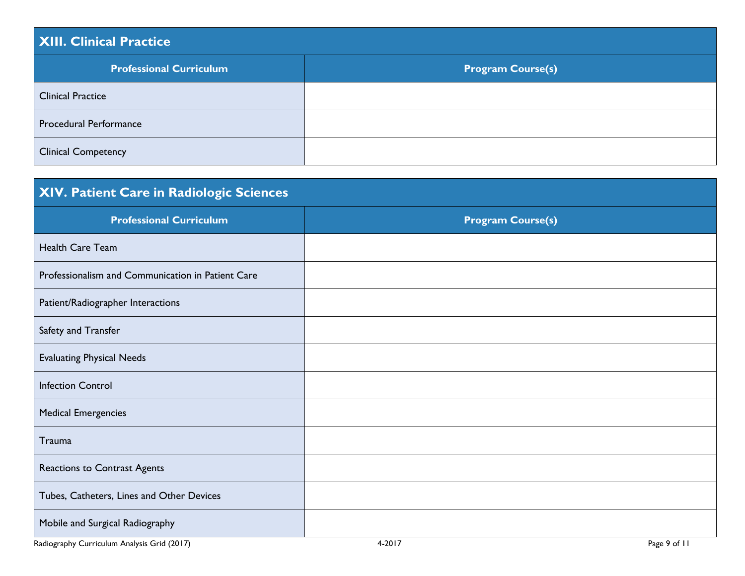## XIII. Clinical Practice

| Professional Curriculum | Program Course(s) |
|---|---|
| Clinical Practice | |
| Procedural Performance | |
| Clinical Competency | |

## XIV. Patient Care in Radiologic Sciences

| Professional Curriculum | Program Course(s) |
|---|---|
| Health Care Team | |
| Professionalism and Communication in Patient Care | |
| Patient/Radiographer Interactions | |
| Safety and Transfer | |
| Evaluating Physical Needs | |
| Infection Control | |
| Medical Emergencies | |
| Trauma | |
| Reactions to Contrast Agents | |
| Tubes, Catheters, Lines and Other Devices | |
| Mobile and Surgical Radiography | |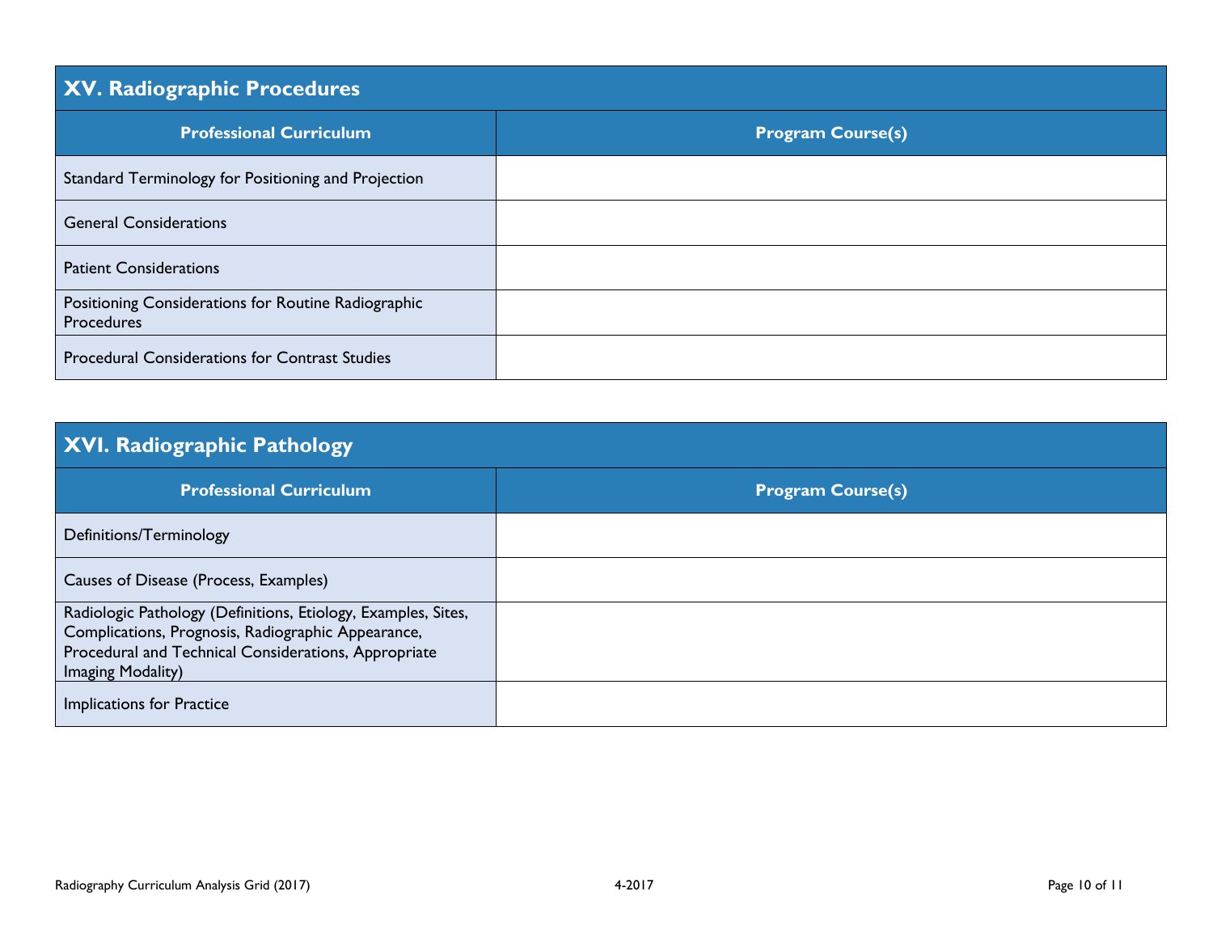## XV. Radiographic Procedures

| Professional Curriculum | Program Course(s) |
| --- | --- |
| Standard Terminology for Positioning and Projection | |
| General Considerations | |
| Patient Considerations | |
| Positioning Considerations for Routine Radiographic Procedures | |
| Procedural Considerations for Contrast Studies | |

## XVI. Radiographic Pathology

| Professional Curriculum | Program Course(s) |
| --- | --- |
| Definitions/Terminology | |
| Causes of Disease (Process, Examples) | |
| Radiologic Pathology (Definitions, Etiology, Examples, Sites, Complications, Prognosis, Radiographic Appearance, Procedural and Technical Considerations, Appropriate Imaging Modality) | |
| Implications for Practice | |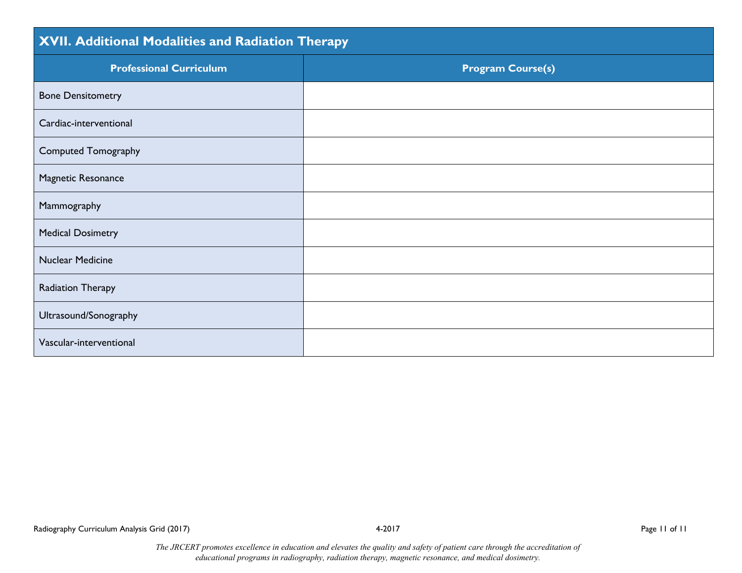| XVII. Additional Modalities and Radiation Therapy | |
|---|---|
| **Professional Curriculum** | **Program Course(s)** |
| Bone Densitometry | |
| Cardiac-interventional | |
| Computed Tomography | |
| Magnetic Resonance | |
| Mammography | |
| Medical Dosimetry | |
| Nuclear Medicine | |
| Radiation Therapy | |
| Ultrasound/Sonography | |
| Vascular-interventional | |